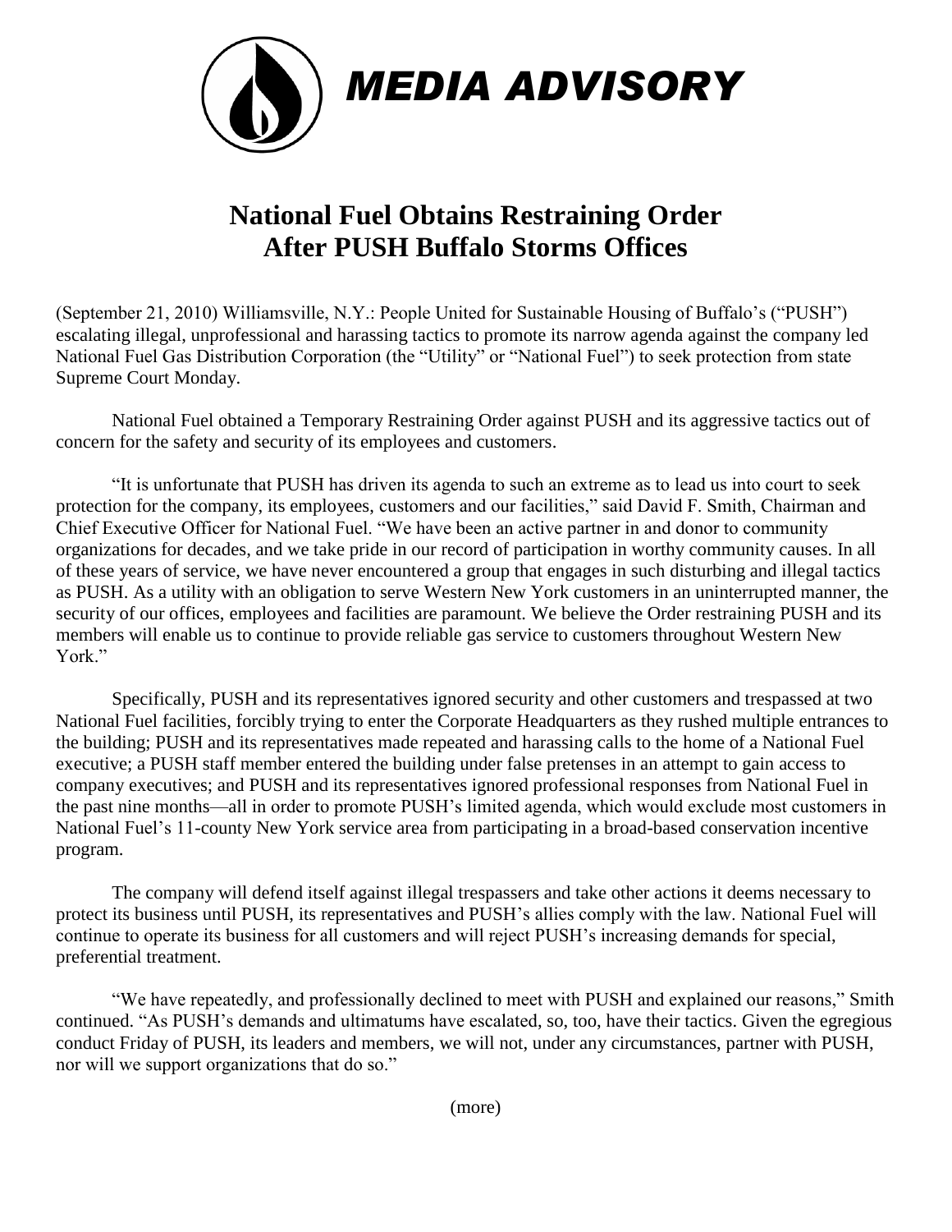*MEDIA ADVISORY*

# National Fuel Obtains Restraining Order After PUSH Buffalo Storms Offices

(September 21, 2010) Williamsville, N.Y.: People United for Sustainable Housing of Buffalo's ("PUSH") escalating illegal, unprofessional and harassing tactics to promote its narrow agenda against the company led National Fuel Gas Distribution Corporation (the "Utility" or "National Fuel") to seek protection from state Supreme Court Monday.

National Fuel obtained a Temporary Restraining Order against PUSH and its aggressive tactics out of concern for the safety and security of its employees and customers.

"It is unfortunate that PUSH has driven its agenda to such an extreme as to lead us into court to seek protection for the company, its employees, customers and our facilities," said David F. Smith, Chairman and Chief Executive Officer for National Fuel. "We have been an active partner in and donor to community organizations for decades, and we take pride in our record of participation in worthy community causes. In all of these years of service, we have never encountered a group that engages in such disturbing and illegal tactics as PUSH. As a utility with an obligation to serve Western New York customers in an uninterrupted manner, the security of our offices, employees and facilities are paramount. We believe the Order restraining PUSH and its members will enable us to continue to provide reliable gas service to customers throughout Western New York."

Specifically, PUSH and its representatives ignored security and other customers and trespassed at two National Fuel facilities, forcibly trying to enter the Corporate Headquarters as they rushed multiple entrances to the building; PUSH and its representatives made repeated and harassing calls to the home of a National Fuel executive; a PUSH staff member entered the building under false pretenses in an attempt to gain access to company executives; and PUSH and its representatives ignored professional responses from National Fuel in the past nine months—all in order to promote PUSH's limited agenda, which would exclude most customers in National Fuel's 11-county New York service area from participating in a broad-based conservation incentive program.

The company will defend itself against illegal trespassers and take other actions it deems necessary to protect its business until PUSH, its representatives and PUSH's allies comply with the law. National Fuel will continue to operate its business for all customers and will reject PUSH's increasing demands for special, preferential treatment.

"We have repeatedly, and professionally declined to meet with PUSH and explained our reasons," Smith continued. "As PUSH's demands and ultimatums have escalated, so, too, have their tactics. Given the egregious conduct Friday of PUSH, its leaders and members, we will not, under any circumstances, partner with PUSH, nor will we support organizations that do so."

(more)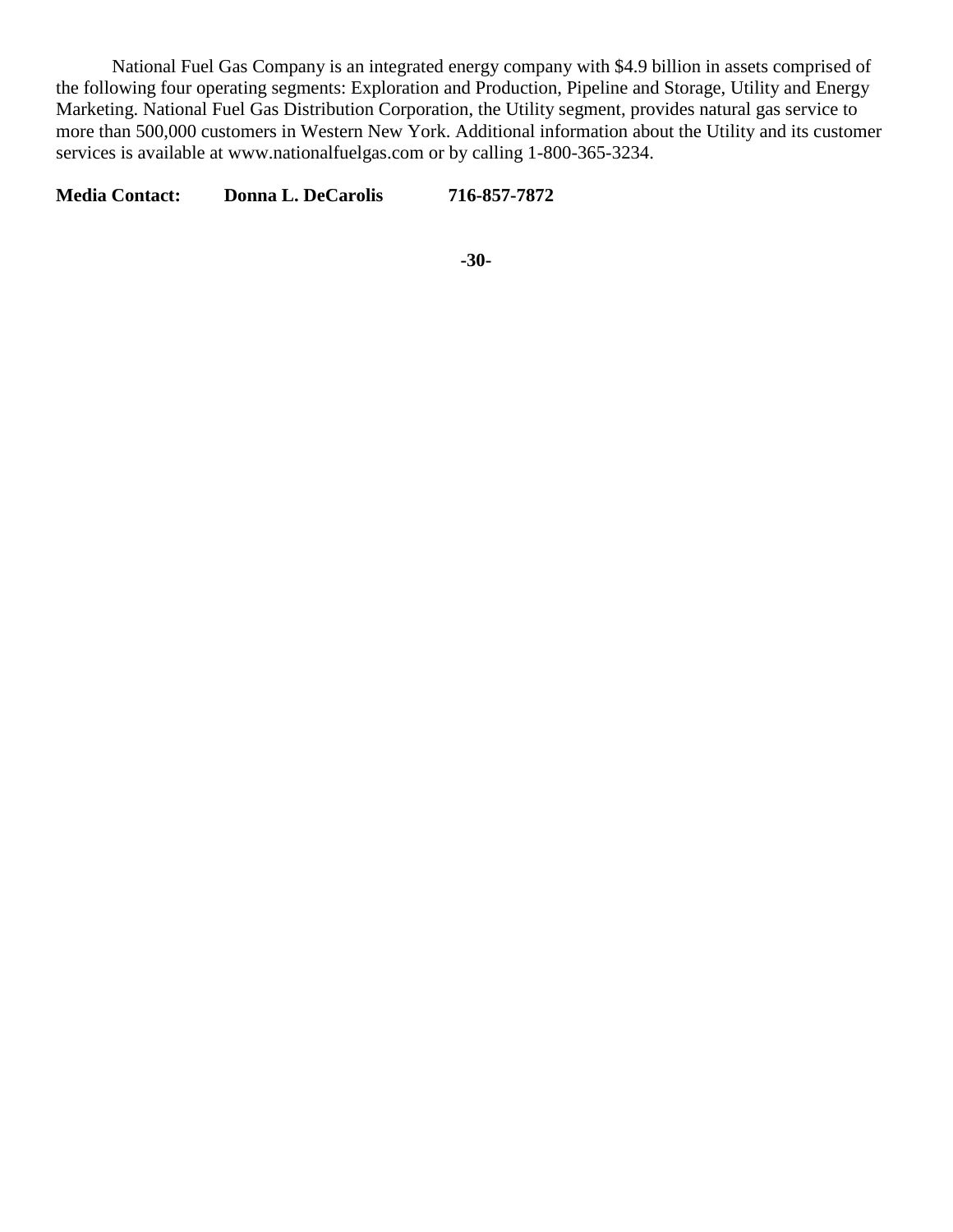National Fuel Gas Company is an integrated energy company with $4.9 billion in assets comprised of the following four operating segments: Exploration and Production, Pipeline and Storage, Utility and Energy Marketing. National Fuel Gas Distribution Corporation, the Utility segment, provides natural gas service to more than 500,000 customers in Western New York. Additional information about the Utility and its customer services is available at www.nationalfuelgas.com or by calling 1-800-365-3234.

**Media Contact:** **Donna L. DeCarolis** **716-857-7872**

**-30-**